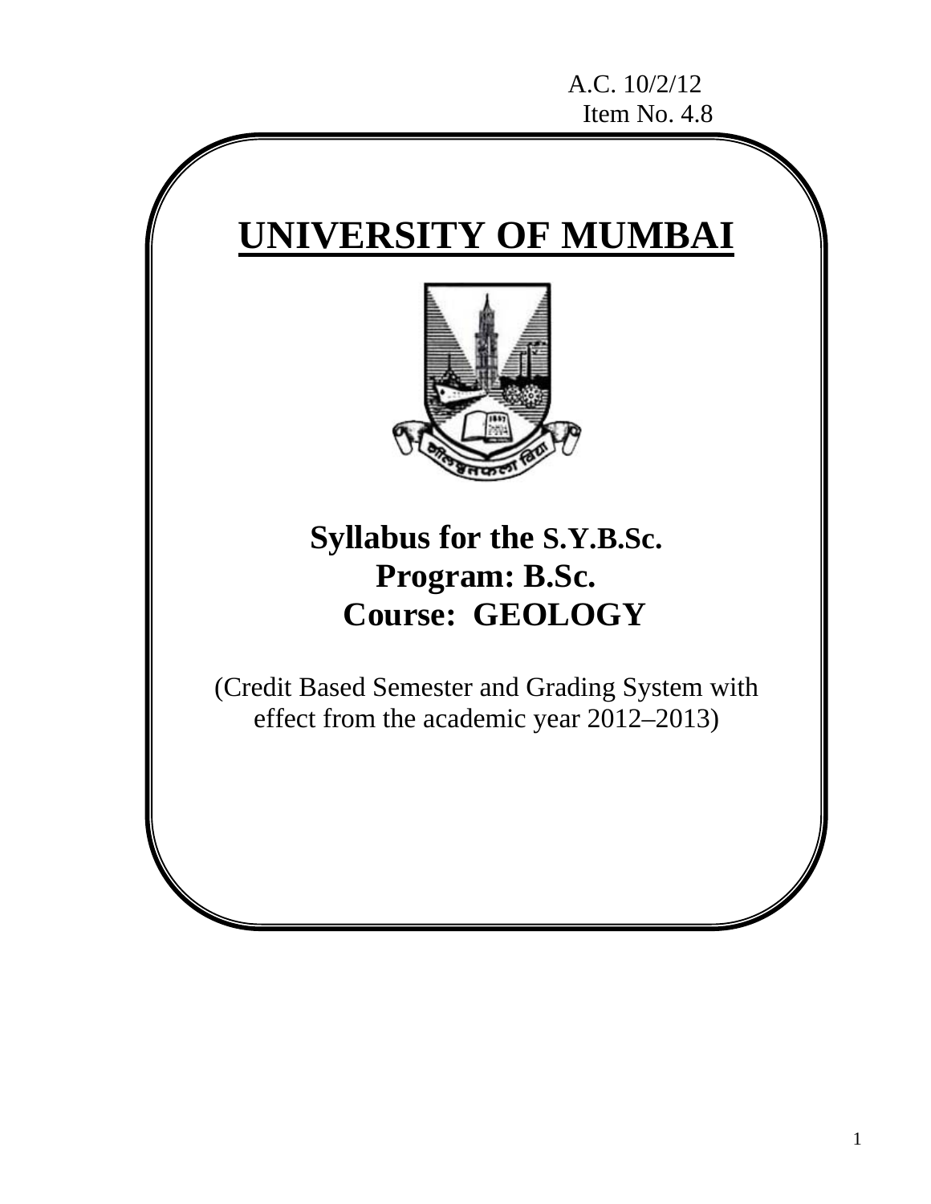A.C. 10/2/12
Item No. 4.8

# UNIVERSITY OF MUMBAI

## Syllabus for the S.Y.B.Sc.
## Program: B.Sc.
## Course: GEOLOGY

(Credit Based Semester and Grading System with effect from the academic year 2012–2013)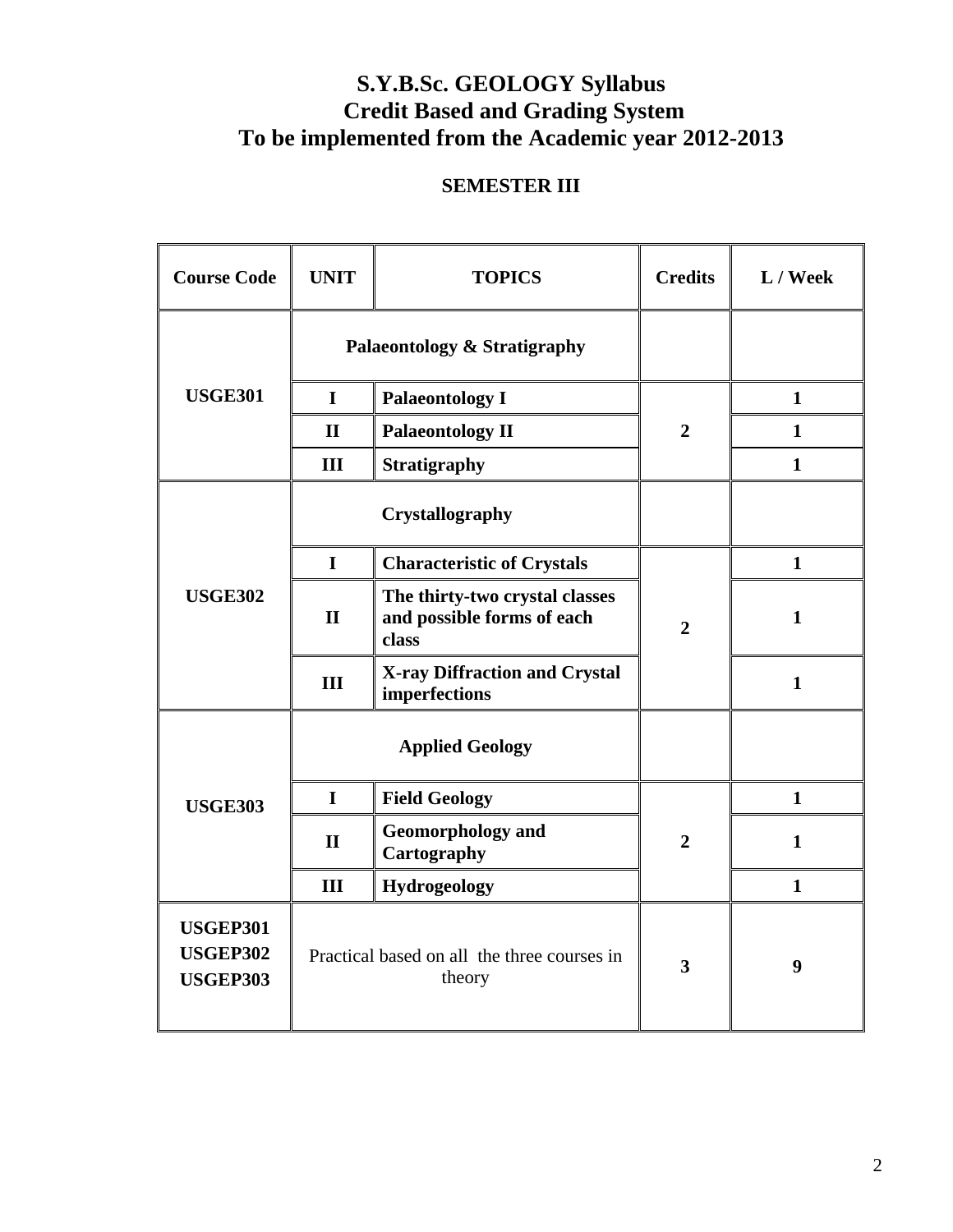# S.Y.B.Sc. GEOLOGY Syllabus
# Credit Based and Grading System
# To be implemented from the Academic year 2012-2013

## SEMESTER III

| Course Code | UNIT | TOPICS | Credits | L / Week |
|---|---|---|---|---|
| **USGE301** | **Palaeontology & Stratigraphy** | | | |
| | **I** | **Palaeontology I** | **2** | **1** |
| | **II** | **Palaeontology II** | | **1** |
| | **III** | **Stratigraphy** | | **1** |
| **USGE302** | **Crystallography** | | | |
| | **I** | **Characteristic of Crystals** | **2** | **1** |
| | **II** | **The thirty-two crystal classes and possible forms of each class** | | **1** |
| | **III** | **X-ray Diffraction and Crystal imperfections** | | **1** |
| **USGE303** | **Applied Geology** | | | |
| | **I** | **Field Geology** | **2** | **1** |
| | **II** | **Geomorphology and Cartography** | | **1** |
| | **III** | **Hydrogeology** | | **1** |
| **USGEP301 USGEP302 USGEP303** | Practical based on all the three courses in theory | | **3** | **9** |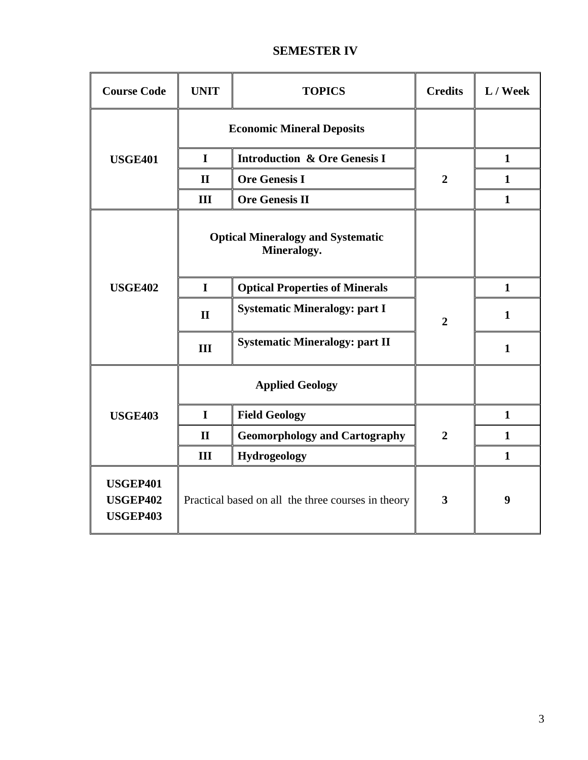## SEMESTER IV

| Course Code | UNIT | TOPICS | Credits | L / Week |
|---|---|---|---|---|
| USGE401 | **Economic Mineral Deposits** | | | |
| | I | Introduction & Ore Genesis I | 2 | 1 |
| | II | Ore Genesis I | | 1 |
| | III | Ore Genesis II | | 1 |
| USGE402 | **Optical Mineralogy and Systematic Mineralogy.** | | | |
| | I | Optical Properties of Minerals | 2 | 1 |
| | II | Systematic Mineralogy: part I | | 1 |
| | III | Systematic Mineralogy: part II | | 1 |
| USGE403 | **Applied Geology** | | | |
| | I | Field Geology | 2 | 1 |
| | II | Geomorphology and Cartography | | 1 |
| | III | Hydrogeology | | 1 |
| USGEP401 USGEP402 USGEP403 | Practical based on all the three courses in theory | | 3 | 9 |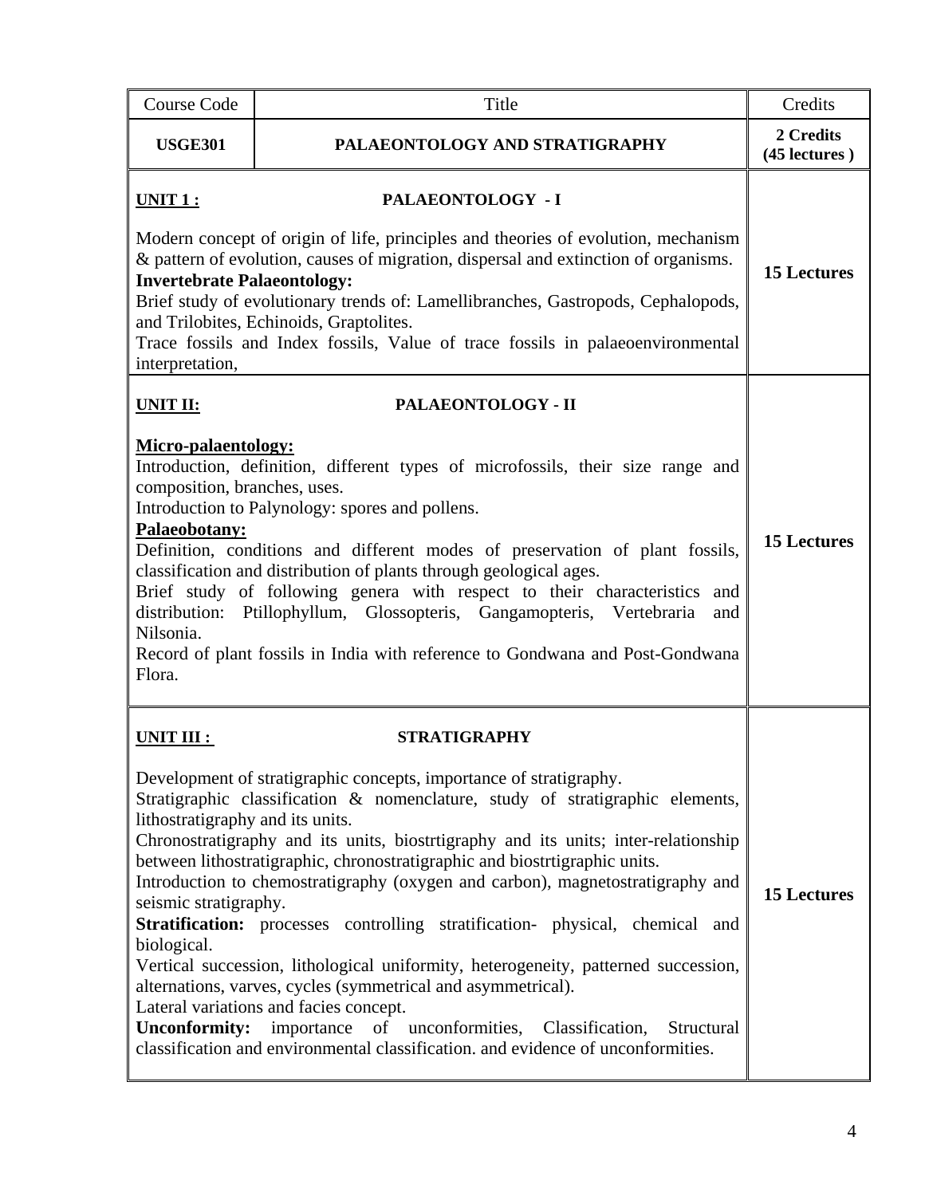| Course Code | Title | Credits |
| --- | --- | --- |
| **USGE301** | **PALAEONTOLOGY AND STRATIGRAPHY** | **2 Credits (45 lectures )** |
| **UNIT 1 :** **PALAEONTOLOGY - I**<br><br>Modern concept of origin of life, principles and theories of evolution, mechanism & pattern of evolution, causes of migration, dispersal and extinction of organisms.<br>**Invertebrate Palaeontology:**<br>Brief study of evolutionary trends of: Lamellibranches, Gastropods, Cephalopods, and Trilobites, Echinoids, Graptolites.<br>Trace fossils and Index fossils, Value of trace fossils in palaeoenvironmental interpretation, | | **15 Lectures** |
| **UNIT II:** **PALAEONTOLOGY - II**<br><br>**Micro-palaentology:**<br>Introduction, definition, different types of microfossils, their size range and composition, branches, uses.<br>Introduction to Palynology: spores and pollens.<br>**Palaeobotany:**<br>Definition, conditions and different modes of preservation of plant fossils, classification and distribution of plants through geological ages.<br>Brief study of following genera with respect to their characteristics and distribution: Ptillophyllum, Glossopteris, Gangamopteris, Vertebraria and Nilsonia.<br>Record of plant fossils in India with reference to Gondwana and Post-Gondwana Flora. | | **15 Lectures** |
| **UNIT III :** **STRATIGRAPHY**<br><br>Development of stratigraphic concepts, importance of stratigraphy.<br>Stratigraphic classification & nomenclature, study of stratigraphic elements, lithostratigraphy and its units.<br>Chronostratigraphy and its units, biostrtigraphy and its units; inter-relationship between lithostratigraphic, chronostratigraphic and biostrtigraphic units.<br>Introduction to chemostratigraphy (oxygen and carbon), magnetostratigraphy and seismic stratigraphy.<br>**Stratification:** processes controlling stratification- physical, chemical and biological.<br>Vertical succession, lithological uniformity, heterogeneity, patterned succession, alternations, varves, cycles (symmetrical and asymmetrical).<br>Lateral variations and facies concept.<br>**Unconformity:** importance of unconformities, Classification, Structural classification and environmental classification. and evidence of unconformities. | | **15 Lectures** |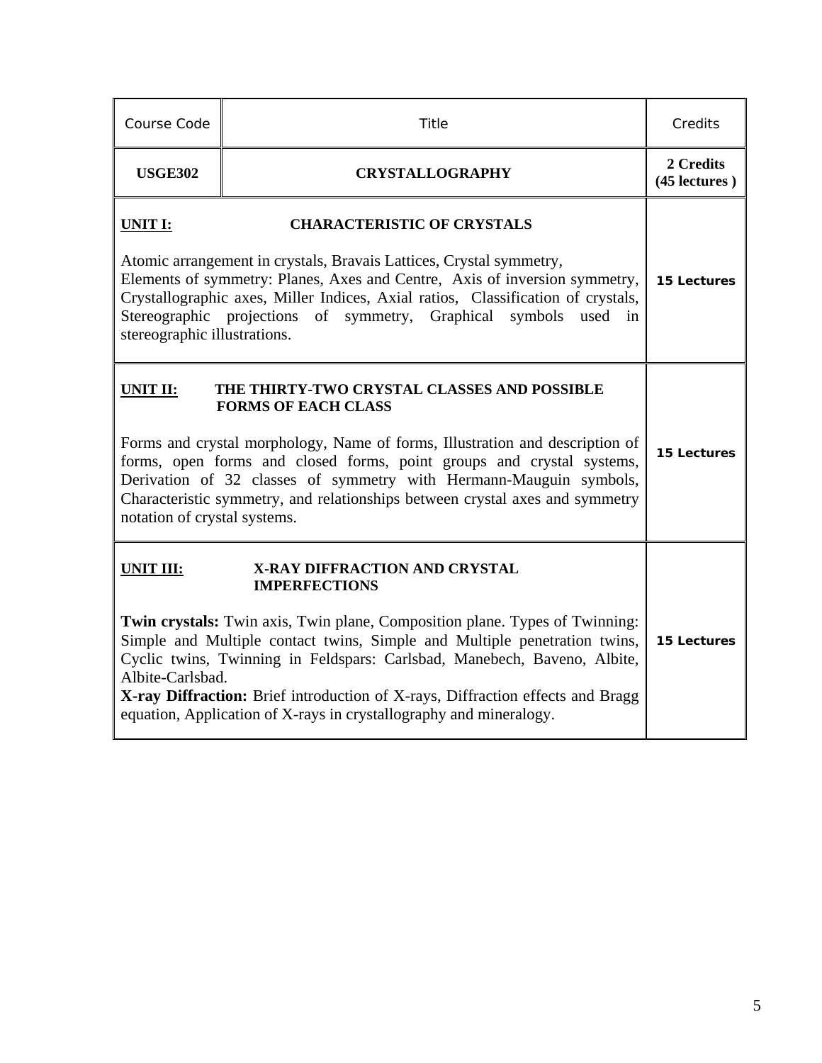| Course Code | Title | Credits |
|---|---|---|
| **USGE302** | **CRYSTALLOGRAPHY** | **2 Credits (45 lectures )** |
| **UNIT I: CHARACTERISTIC OF CRYSTALS**<br><br>Atomic arrangement in crystals, Bravais Lattices, Crystal symmetry, Elements of symmetry: Planes, Axes and Centre, Axis of inversion symmetry, Crystallographic axes, Miller Indices, Axial ratios, Classification of crystals, Stereographic projections of symmetry, Graphical symbols used in stereographic illustrations. | | **15 Lectures** |
| **UNIT II: THE THIRTY-TWO CRYSTAL CLASSES AND POSSIBLE FORMS OF EACH CLASS**<br><br>Forms and crystal morphology, Name of forms, Illustration and description of forms, open forms and closed forms, point groups and crystal systems, Derivation of 32 classes of symmetry with Hermann-Mauguin symbols, Characteristic symmetry, and relationships between crystal axes and symmetry notation of crystal systems. | | **15 Lectures** |
| **UNIT III: X-RAY DIFFRACTION AND CRYSTAL IMPERFECTIONS**<br><br>**Twin crystals:** Twin axis, Twin plane, Composition plane. Types of Twinning: Simple and Multiple contact twins, Simple and Multiple penetration twins, Cyclic twins, Twinning in Feldspars: Carlsbad, Manebech, Baveno, Albite, Albite-Carlsbad.<br>**X-ray Diffraction:** Brief introduction of X-rays, Diffraction effects and Bragg equation, Application of X-rays in crystallography and mineralogy. | | **15 Lectures** |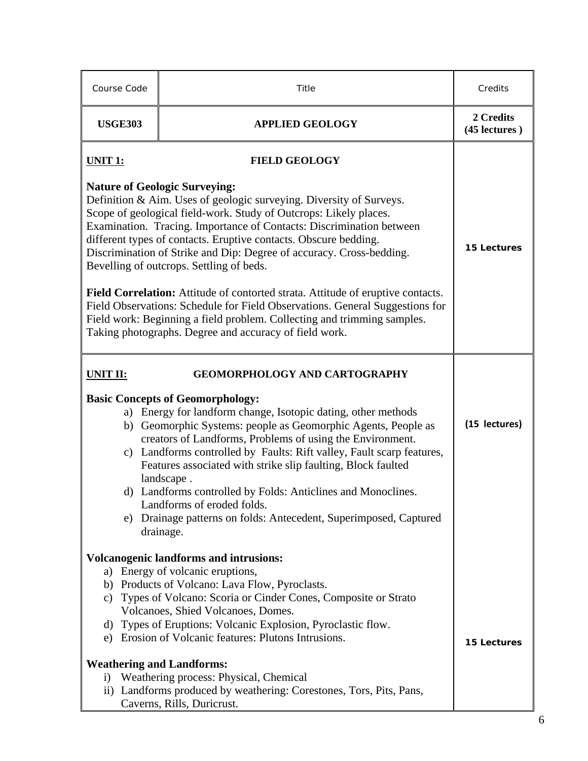| Course Code | Title | Credits |
|---|---|---|
| **USGE303** | **APPLIED GEOLOGY** | **2 Credits (45 lectures )** |
| **UNIT 1: FIELD GEOLOGY**<br><br>**Nature of Geologic Surveying:**<br>Definition & Aim. Uses of geologic surveying. Diversity of Surveys. Scope of geological field-work. Study of Outcrops: Likely places. Examination. Tracing. Importance of Contacts: Discrimination between different types of contacts. Eruptive contacts. Obscure bedding. Discrimination of Strike and Dip: Degree of accuracy. Cross-bedding. Bevelling of outcrops. Settling of beds.<br><br>**Field Correlation:** Attitude of contorted strata. Attitude of eruptive contacts. Field Observations: Schedule for Field Observations. General Suggestions for Field work: Beginning a field problem. Collecting and trimming samples. Taking photographs. Degree and accuracy of field work. | **15 Lectures** |
| **UNIT II: GEOMORPHOLOGY AND CARTOGRAPHY**<br><br>**Basic Concepts of Geomorphology:**<br>a) Energy for landform change, Isotopic dating, other methods<br>b) Geomorphic Systems: people as Geomorphic Agents, People as creators of Landforms, Problems of using the Environment.<br>c) Landforms controlled by Faults: Rift valley, Fault scarp features, Features associated with strike slip faulting, Block faulted landscape .<br>d) Landforms controlled by Folds: Anticlines and Monoclines. Landforms of eroded folds.<br>e) Drainage patterns on folds: Antecedent, Superimposed, Captured drainage.<br><br>**Volcanogenic landforms and intrusions:**<br>a) Energy of volcanic eruptions,<br>b) Products of Volcano: Lava Flow, Pyroclasts.<br>c) Types of Volcano: Scoria or Cinder Cones, Composite or Strato Volcanoes, Shied Volcanoes, Domes.<br>d) Types of Eruptions: Volcanic Explosion, Pyroclastic flow.<br>e) Erosion of Volcanic features: Plutons Intrusions.<br><br>**Weathering and Landforms:**<br>i) Weathering process: Physical, Chemical<br>ii) Landforms produced by weathering: Corestones, Tors, Pits, Pans, Caverns, Rills, Duricrust. | **(15 lectures)**<br><br>**15 Lectures** |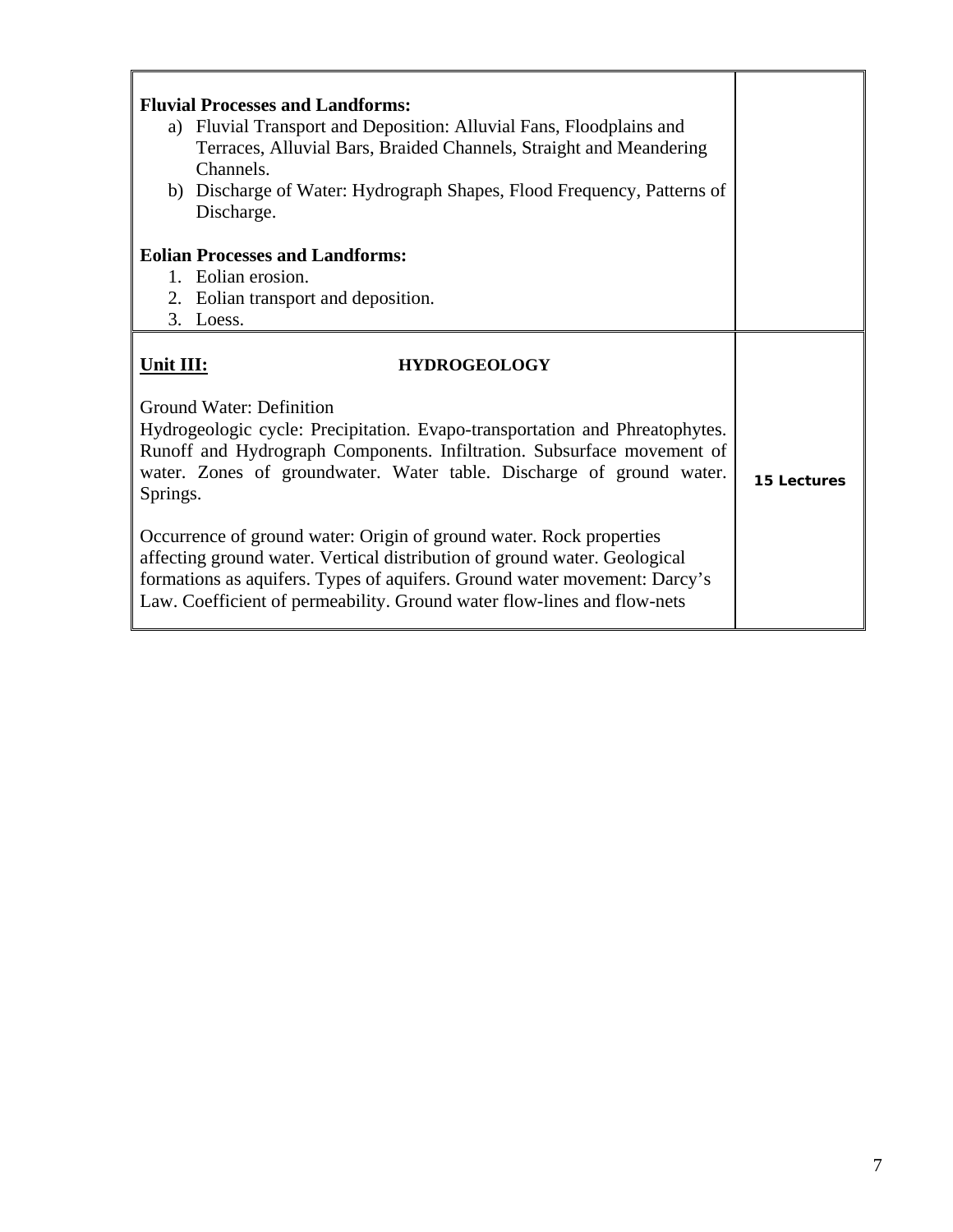| | |
|---|---|
| **Fluvial Processes and Landforms:**<br>a) Fluvial Transport and Deposition: Alluvial Fans, Floodplains and Terraces, Alluvial Bars, Braided Channels, Straight and Meandering Channels.<br>b) Discharge of Water: Hydrograph Shapes, Flood Frequency, Patterns of Discharge.<br><br>**Eolian Processes and Landforms:**<br>1. Eolian erosion.<br>2. Eolian transport and deposition.<br>3. Loess. | |
| **Unit III:** **HYDROGEOLOGY**<br><br>Ground Water: Definition<br>Hydrogeologic cycle: Precipitation. Evapo-transportation and Phreatophytes. Runoff and Hydrograph Components. Infiltration. Subsurface movement of water. Zones of groundwater. Water table. Discharge of ground water. Springs.<br><br>Occurrence of ground water: Origin of ground water. Rock properties affecting ground water. Vertical distribution of ground water. Geological formations as aquifers. Types of aquifers. Ground water movement: Darcy's Law. Coefficient of permeability. Ground water flow-lines and flow-nets | **15 Lectures** |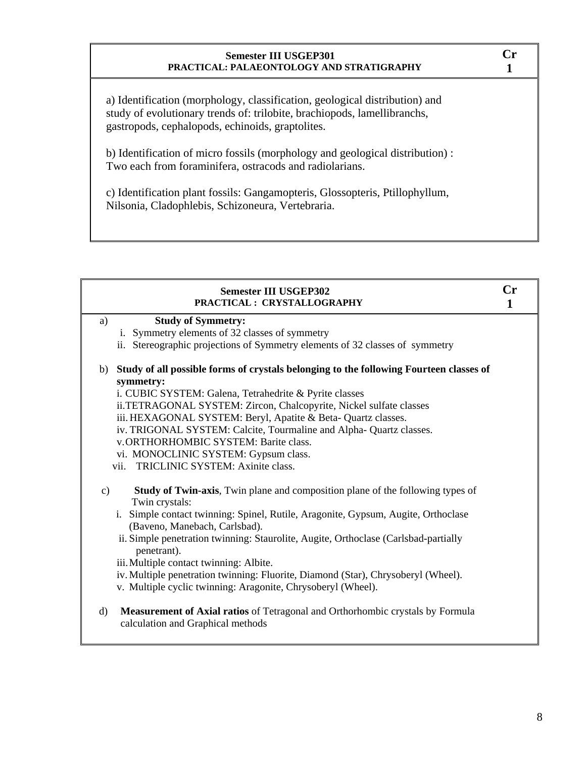| Semester III USGEP301<br>PRACTICAL: PALAEONTOLOGY AND STRATIGRAPHY | Cr 1 |
|---|---|
| a) Identification (morphology, classification, geological distribution) and study of evolutionary trends of: trilobite, brachiopods, lamellibranchs, gastropods, cephalopods, echinoids, graptolites.<br><br>b) Identification of micro fossils (morphology and geological distribution) : Two each from foraminifera, ostracods and radiolarians.<br><br>c) Identification plant fossils: Gangamopteris, Glossopteris, Ptillophyllum, Nilsonia, Cladophlebis, Schizoneura, Vertebraria. | |

| Semester III USGEP302<br>PRACTICAL : CRYSTALLOGRAPHY | Cr 1 |
|---|---|
| a) **Study of Symmetry:**<br>i. Symmetry elements of 32 classes of symmetry<br>ii. Stereographic projections of Symmetry elements of 32 classes of symmetry<br><br>b) **Study of all possible forms of crystals belonging to the following Fourteen classes of symmetry:**<br>i. CUBIC SYSTEM: Galena, Tetrahedrite & Pyrite classes<br>ii. TETRAGONAL SYSTEM: Zircon, Chalcopyrite, Nickel sulfate classes<br>iii. HEXAGONAL SYSTEM: Beryl, Apatite & Beta- Quartz classes.<br>iv. TRIGONAL SYSTEM: Calcite, Tourmaline and Alpha- Quartz classes.<br>v. ORTHORHOMBIC SYSTEM: Barite class.<br>vi. MONOCLINIC SYSTEM: Gypsum class.<br>vii. TRICLINIC SYSTEM: Axinite class.<br><br>c) **Study of Twin-axis**, Twin plane and composition plane of the following types of Twin crystals:<br>i. Simple contact twinning: Spinel, Rutile, Aragonite, Gypsum, Augite, Orthoclase (Baveno, Manebach, Carlsbad).<br>ii. Simple penetration twinning: Staurolite, Augite, Orthoclase (Carlsbad-partially penetrant).<br>iii. Multiple contact twinning: Albite.<br>iv. Multiple penetration twinning: Fluorite, Diamond (Star), Chrysoberyl (Wheel).<br>v. Multiple cyclic twinning: Aragonite, Chrysoberyl (Wheel).<br><br>d) **Measurement of Axial ratios** of Tetragonal and Orthorhombic crystals by Formula calculation and Graphical methods | |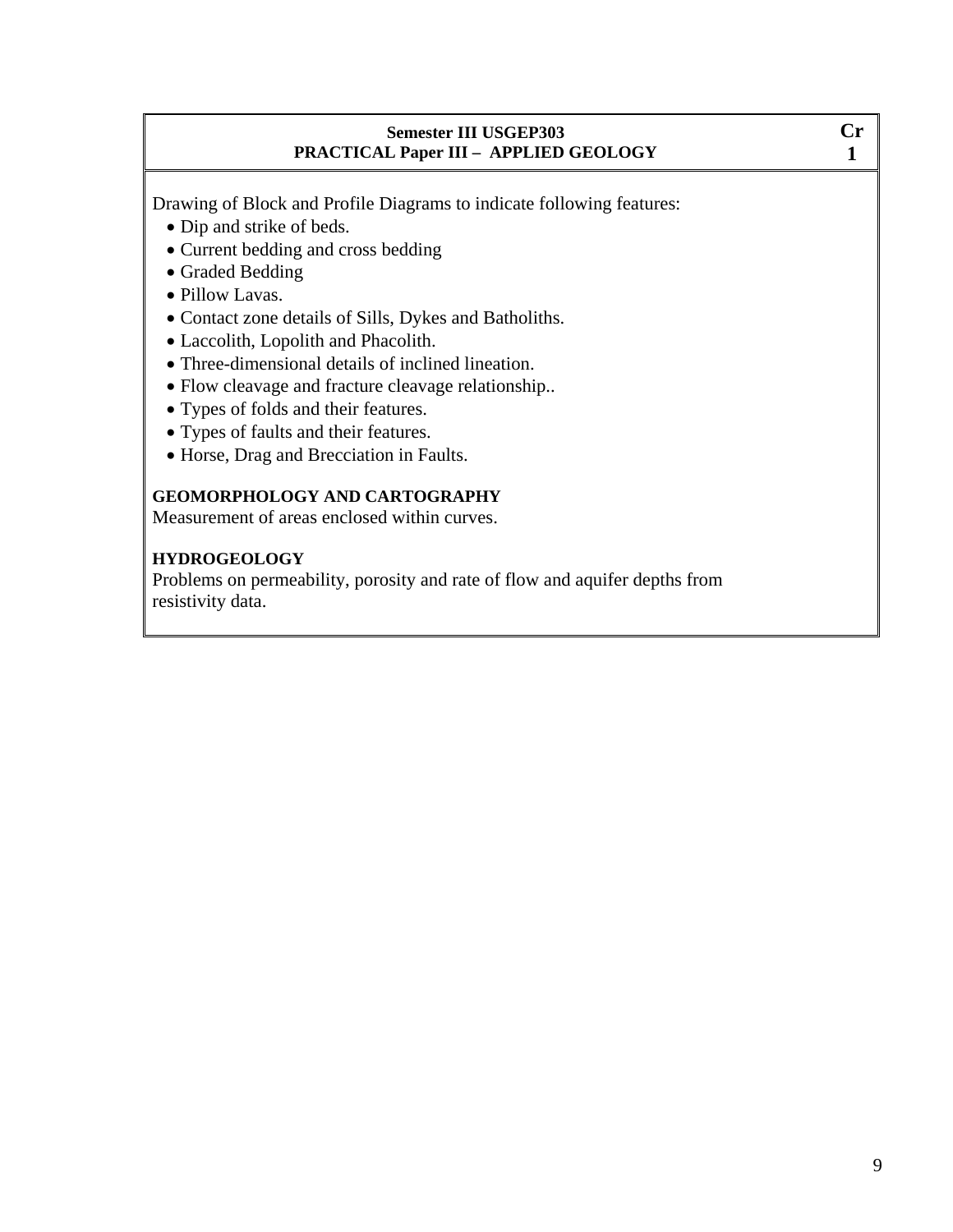| Semester III USGEP303<br>PRACTICAL Paper III – APPLIED GEOLOGY | Cr 1 |
| --- | --- |

Drawing of Block and Profile Diagrams to indicate following features:

- Dip and strike of beds.
- Current bedding and cross bedding
- Graded Bedding
- Pillow Lavas.
- Contact zone details of Sills, Dykes and Batholiths.
- Laccolith, Lopolith and Phacolith.
- Three-dimensional details of inclined lineation.
- Flow cleavage and fracture cleavage relationship..
- Types of folds and their features.
- Types of faults and their features.
- Horse, Drag and Brecciation in Faults.

**GEOMORPHOLOGY AND CARTOGRAPHY**

Measurement of areas enclosed within curves.

**HYDROGEOLOGY**

Problems on permeability, porosity and rate of flow and aquifer depths from resistivity data.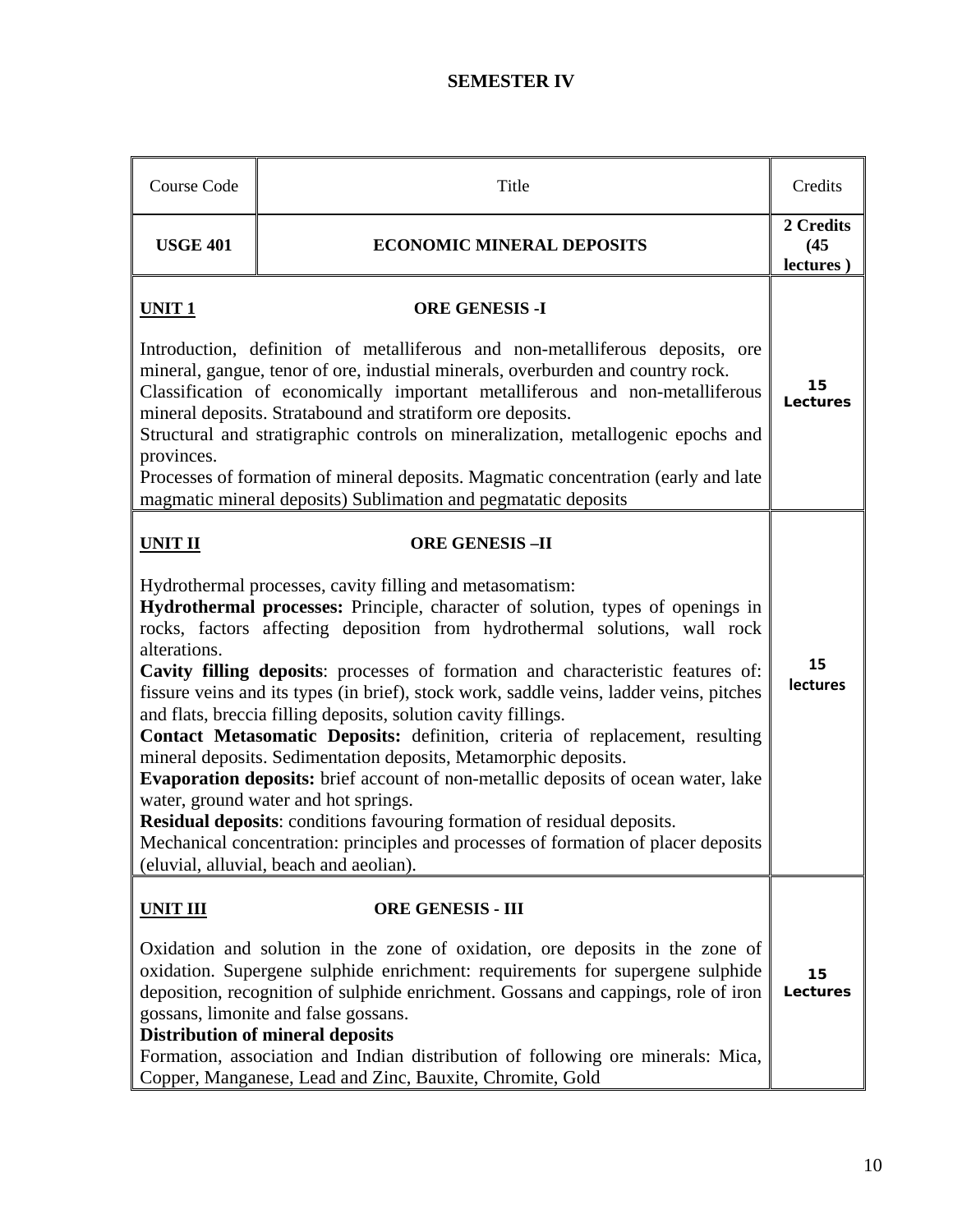## SEMESTER IV

| Course Code | Title | Credits |
|---|---|---|
| **USGE 401** | **ECONOMIC MINERAL DEPOSITS** | **2 Credits (45 lectures )** |
| **UNIT 1** **ORE GENESIS -I**<br><br>Introduction, definition of metalliferous and non-metalliferous deposits, ore mineral, gangue, tenor of ore, industial minerals, overburden and country rock.<br>Classification of economically important metalliferous and non-metalliferous mineral deposits. Stratabound and stratiform ore deposits.<br>Structural and stratigraphic controls on mineralization, metallogenic epochs and provinces.<br>Processes of formation of mineral deposits. Magmatic concentration (early and late magmatic mineral deposits) Sublimation and pegmatatic deposits | | **15 Lectures** |
| **UNIT II** **ORE GENESIS –II**<br><br>Hydrothermal processes, cavity filling and metasomatism:<br>**Hydrothermal processes:** Principle, character of solution, types of openings in rocks, factors affecting deposition from hydrothermal solutions, wall rock alterations.<br>**Cavity filling deposits**: processes of formation and characteristic features of: fissure veins and its types (in brief), stock work, saddle veins, ladder veins, pitches and flats, breccia filling deposits, solution cavity fillings.<br>**Contact Metasomatic Deposits:** definition, criteria of replacement, resulting mineral deposits. Sedimentation deposits, Metamorphic deposits.<br>**Evaporation deposits:** brief account of non-metallic deposits of ocean water, lake water, ground water and hot springs.<br>**Residual deposits**: conditions favouring formation of residual deposits.<br>Mechanical concentration: principles and processes of formation of placer deposits (eluvial, alluvial, beach and aeolian). | | **15 lectures** |
| **UNIT III** **ORE GENESIS - III**<br><br>Oxidation and solution in the zone of oxidation, ore deposits in the zone of oxidation. Supergene sulphide enrichment: requirements for supergene sulphide deposition, recognition of sulphide enrichment. Gossans and cappings, role of iron gossans, limonite and false gossans.<br>**Distribution of mineral deposits**<br>Formation, association and Indian distribution of following ore minerals: Mica, Copper, Manganese, Lead and Zinc, Bauxite, Chromite, Gold | | **15 Lectures** |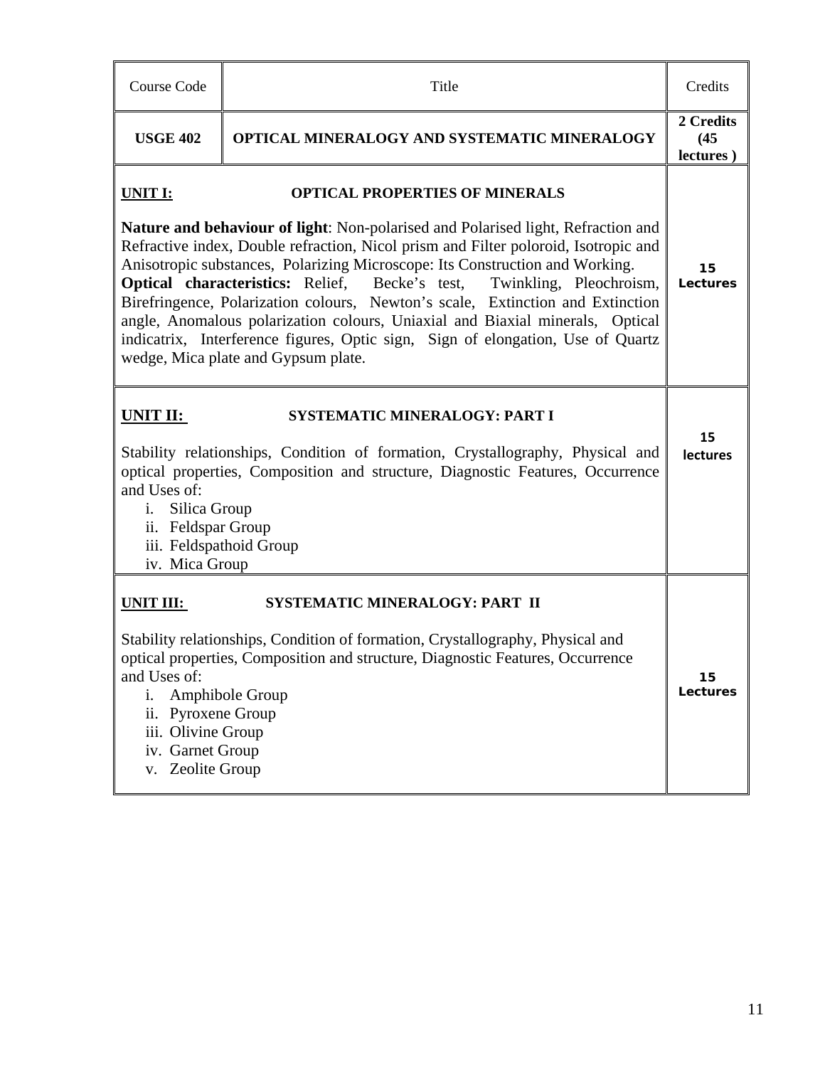| Course Code | Title | Credits |
|---|---|---|
| **USGE 402** | **OPTICAL MINERALOGY AND SYSTEMATIC MINERALOGY** | **2 Credits (45 lectures )** |
| **UNIT I: OPTICAL PROPERTIES OF MINERALS**<br><br>**Nature and behaviour of light**: Non-polarised and Polarised light, Refraction and Refractive index, Double refraction, Nicol prism and Filter poloroid, Isotropic and Anisotropic substances, Polarizing Microscope: Its Construction and Working.<br>**Optical characteristics:** Relief, Becke's test, Twinkling, Pleochroism, Birefringence, Polarization colours, Newton's scale, Extinction and Extinction angle, Anomalous polarization colours, Uniaxial and Biaxial minerals, Optical indicatrix, Interference figures, Optic sign, Sign of elongation, Use of Quartz wedge, Mica plate and Gypsum plate. | | **15 Lectures** |
| **UNIT II: SYSTEMATIC MINERALOGY: PART I**<br><br>Stability relationships, Condition of formation, Crystallography, Physical and optical properties, Composition and structure, Diagnostic Features, Occurrence and Uses of:<br>i. Silica Group<br>ii. Feldspar Group<br>iii. Feldspathoid Group<br>iv. Mica Group | | **15 lectures** |
| **UNIT III: SYSTEMATIC MINERALOGY: PART II**<br><br>Stability relationships, Condition of formation, Crystallography, Physical and optical properties, Composition and structure, Diagnostic Features, Occurrence and Uses of:<br>i. Amphibole Group<br>ii. Pyroxene Group<br>iii. Olivine Group<br>iv. Garnet Group<br>v. Zeolite Group | | **15 Lectures** |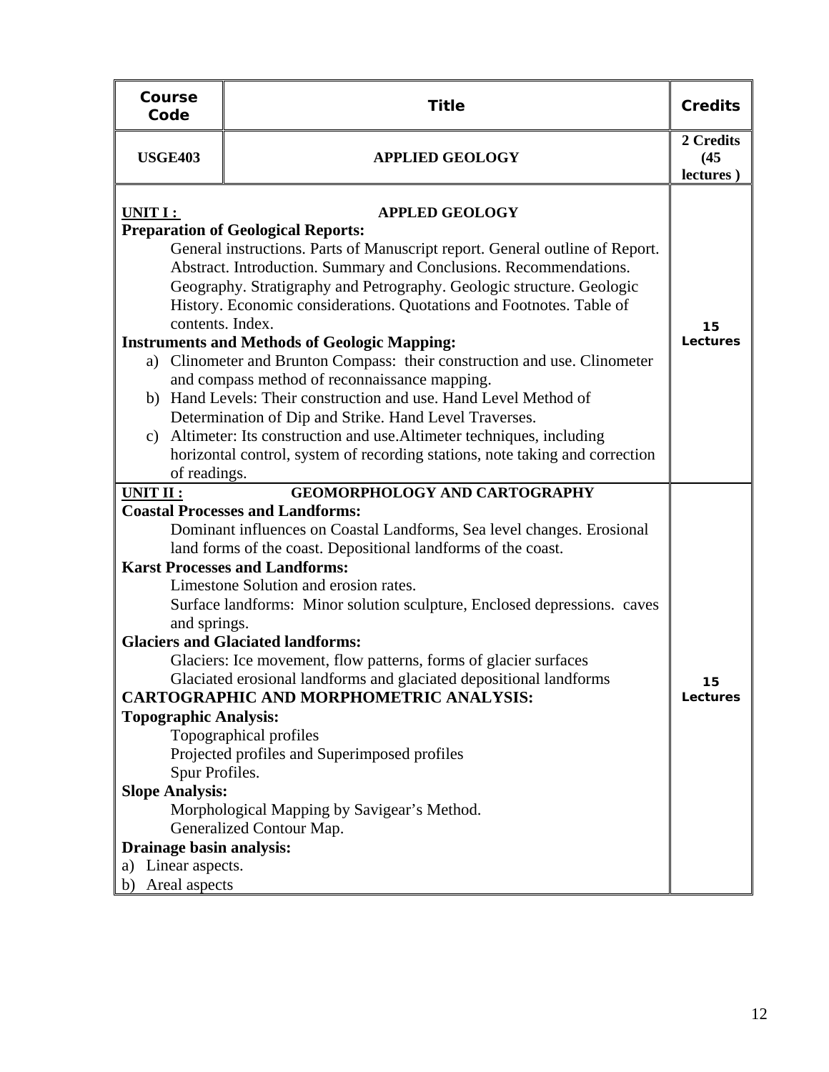| Course Code | Title | Credits |
|---|---|---|
| USGE403 | APPLIED GEOLOGY | 2 Credits (45 lectures ) |

**UNIT I :** **APPLED GEOLOGY**

**Preparation of Geological Reports:**

General instructions. Parts of Manuscript report. General outline of Report. Abstract. Introduction. Summary and Conclusions. Recommendations. Geography. Stratigraphy and Petrography. Geologic structure. Geologic History. Economic considerations. Quotations and Footnotes. Table of contents. Index.

**Instruments and Methods of Geologic Mapping:**

a) Clinometer and Brunton Compass: their construction and use. Clinometer and compass method of reconnaissance mapping.
b) Hand Levels: Their construction and use. Hand Level Method of Determination of Dip and Strike. Hand Level Traverses.
c) Altimeter: Its construction and use.Altimeter techniques, including horizontal control, system of recording stations, note taking and correction of readings.

**15 Lectures**

**UNIT II :** **GEOMORPHOLOGY AND CARTOGRAPHY**

**Coastal Processes and Landforms:**

Dominant influences on Coastal Landforms, Sea level changes. Erosional land forms of the coast. Depositional landforms of the coast.

**Karst Processes and Landforms:**

Limestone Solution and erosion rates.
Surface landforms: Minor solution sculpture, Enclosed depressions. caves and springs.

**Glaciers and Glaciated landforms:**

Glaciers: Ice movement, flow patterns, forms of glacier surfaces
Glaciated erosional landforms and glaciated depositional landforms

**CARTOGRAPHIC AND MORPHOMETRIC ANALYSIS:**

**Topographic Analysis:**

Topographical profiles
Projected profiles and Superimposed profiles
Spur Profiles.

**Slope Analysis:**

Morphological Mapping by Savigear's Method.
Generalized Contour Map.

**Drainage basin analysis:**

a) Linear aspects.
b) Areal aspects

**15 Lectures**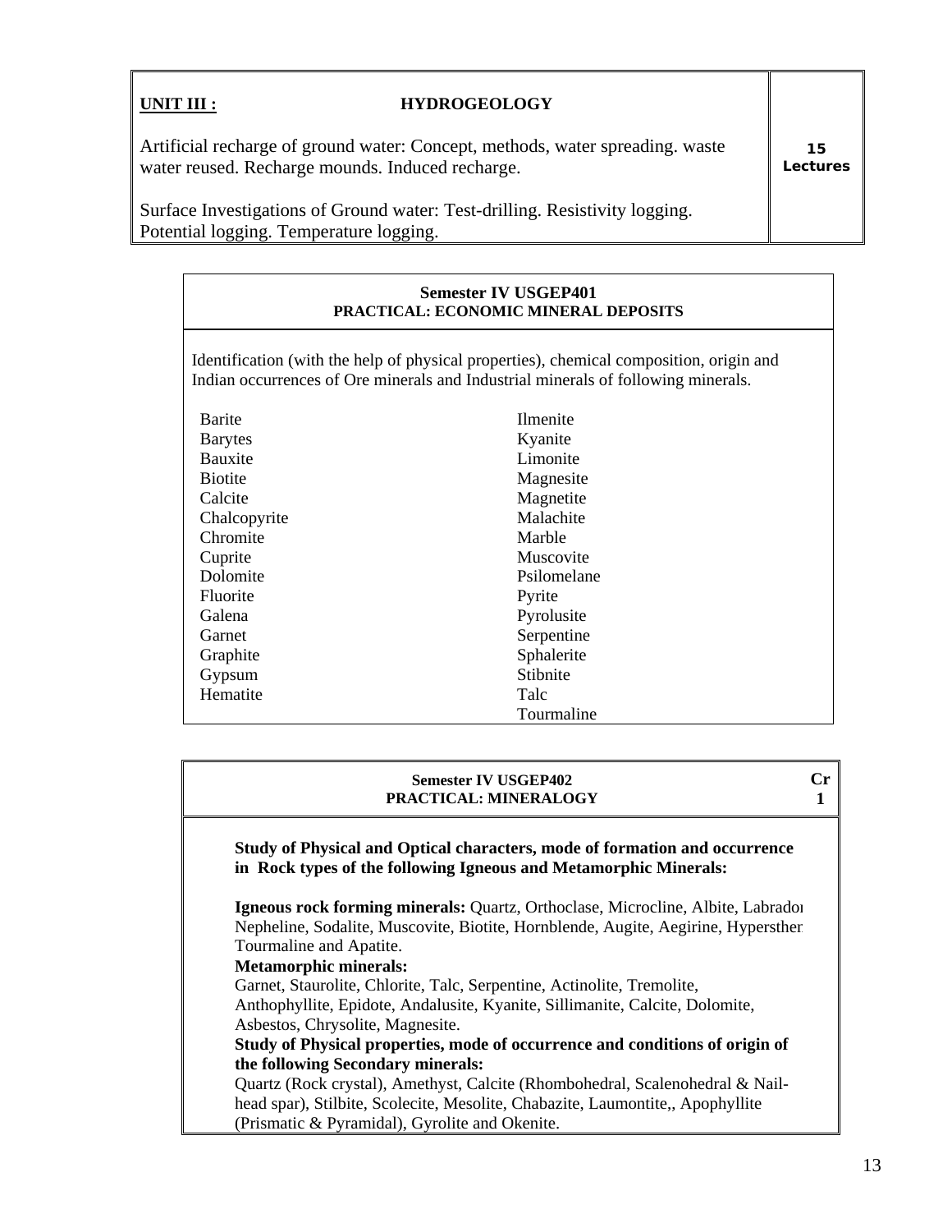| **UNIT III :** HYDROGEOLOGY | |
|---|---|
| Artificial recharge of ground water: Concept, methods, water spreading. waste water reused. Recharge mounds. Induced recharge.<br><br>Surface Investigations of Ground water: Test-drilling. Resistivity logging. Potential logging. Temperature logging. | **15 Lectures** |

## Semester IV USGEP401
## PRACTICAL: ECONOMIC MINERAL DEPOSITS

Identification (with the help of physical properties), chemical composition, origin and Indian occurrences of Ore minerals and Industrial minerals of following minerals.

| | |
|---|---|
| Barite | Ilmenite |
| Barytes | Kyanite |
| Bauxite | Limonite |
| Biotite | Magnesite |
| Calcite | Magnetite |
| Chalcopyrite | Malachite |
| Chromite | Marble |
| Cuprite | Muscovite |
| Dolomite | Psilomelane |
| Fluorite | Pyrite |
| Galena | Pyrolusite |
| Garnet | Serpentine |
| Graphite | Sphalerite |
| Gypsum | Stibnite |
| Hematite | Talc |
| | Tourmaline |

## Semester IV USGEP402
## PRACTICAL: MINERALOGY

**Cr 1**

**Study of Physical and Optical characters, mode of formation and occurrence in Rock types of the following Igneous and Metamorphic Minerals:**

**Igneous rock forming minerals:** Quartz, Orthoclase, Microcline, Albite, Labrador Nepheline, Sodalite, Muscovite, Biotite, Hornblende, Augite, Aegirine, Hypersther Tourmaline and Apatite.

**Metamorphic minerals:**

Garnet, Staurolite, Chlorite, Talc, Serpentine, Actinolite, Tremolite, Anthophyllite, Epidote, Andalusite, Kyanite, Sillimanite, Calcite, Dolomite, Asbestos, Chrysolite, Magnesite.

**Study of Physical properties, mode of occurrence and conditions of origin of the following Secondary minerals:**

Quartz (Rock crystal), Amethyst, Calcite (Rhombohedral, Scalenohedral & Nail-head spar), Stilbite, Scolecite, Mesolite, Chabazite, Laumontite,, Apophyllite (Prismatic & Pyramidal), Gyrolite and Okenite.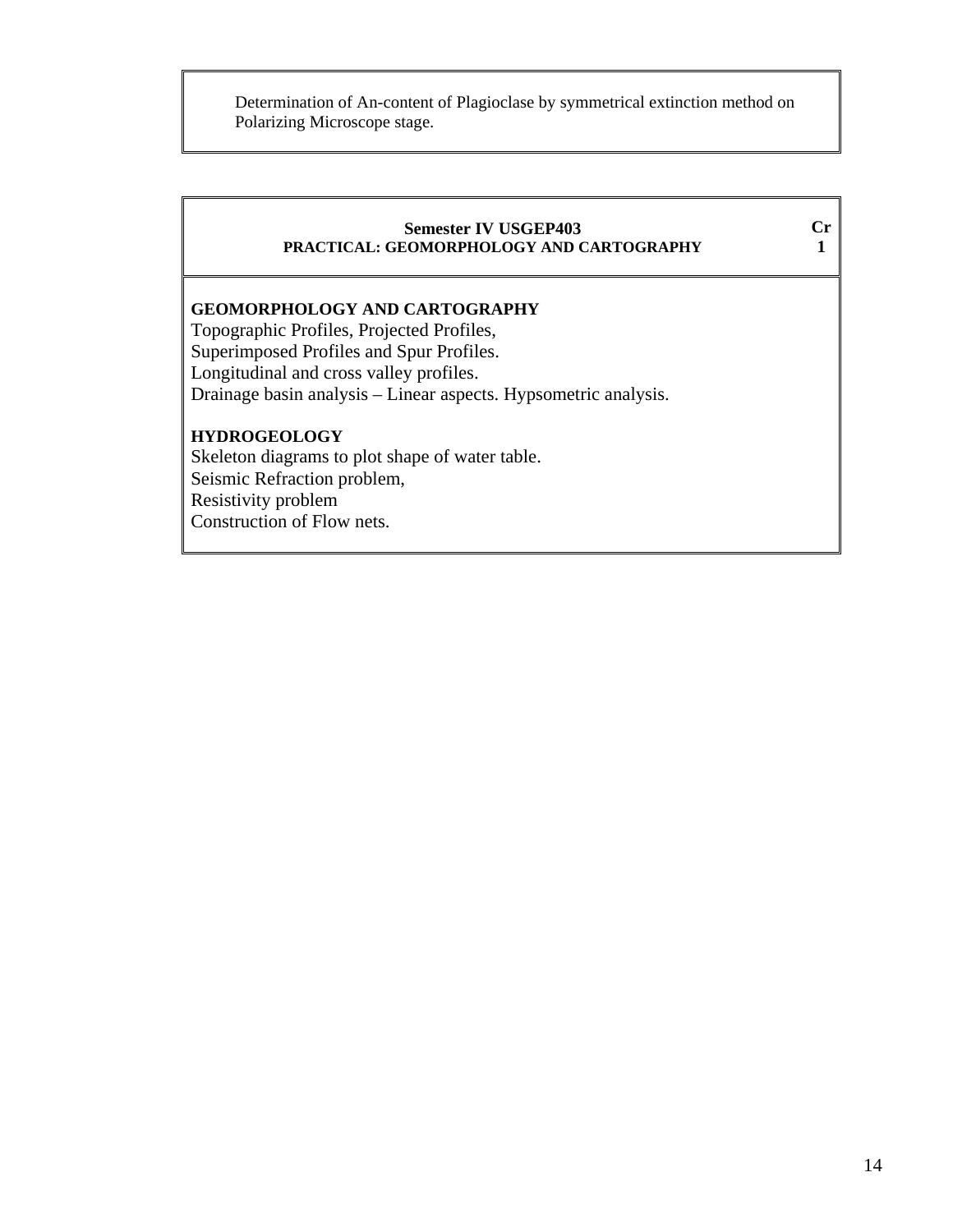Determination of An-content of Plagioclase by symmetrical extinction method on Polarizing Microscope stage.

| Semester IV USGEP403<br>PRACTICAL: GEOMORPHOLOGY AND CARTOGRAPHY | Cr<br>1 |
|---|---|

**GEOMORPHOLOGY AND CARTOGRAPHY**
Topographic Profiles, Projected Profiles,
Superimposed Profiles and Spur Profiles.
Longitudinal and cross valley profiles.
Drainage basin analysis – Linear aspects. Hypsometric analysis.

**HYDROGEOLOGY**
Skeleton diagrams to plot shape of water table.
Seismic Refraction problem,
Resistivity problem
Construction of Flow nets.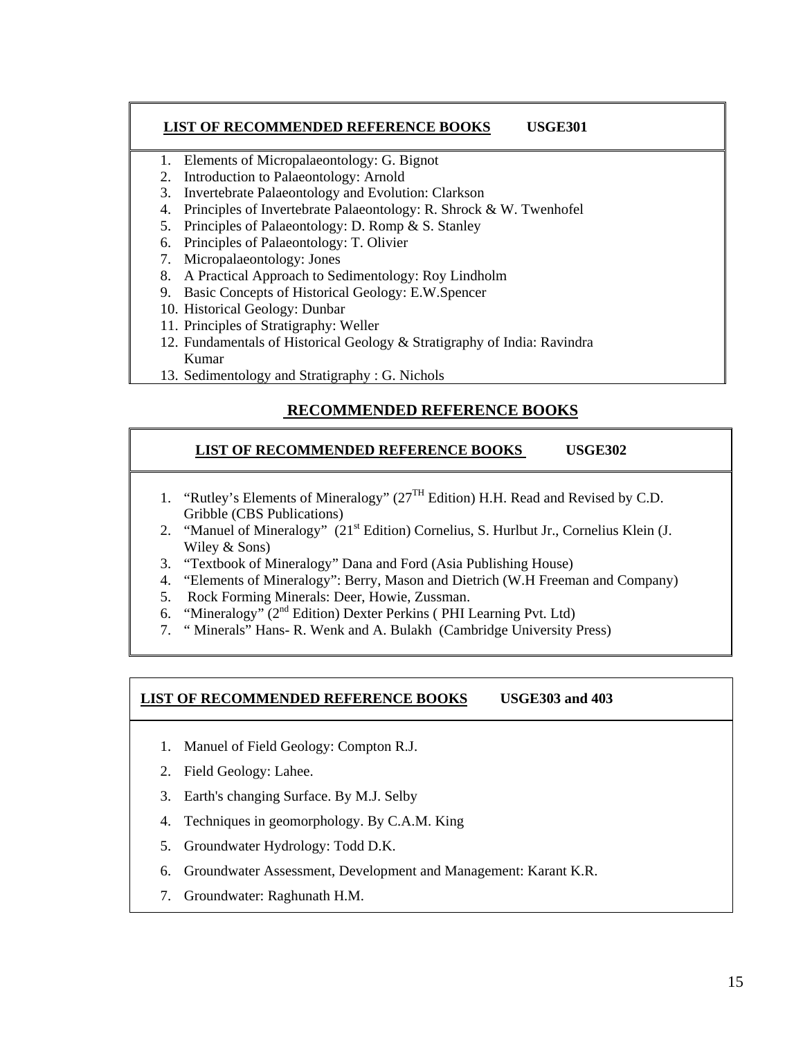**LIST OF RECOMMENDED REFERENCE BOOKS USGE301**

1. Elements of Micropalaeontology: G. Bignot
2. Introduction to Palaeontology: Arnold
3. Invertebrate Palaeontology and Evolution: Clarkson
4. Principles of Invertebrate Palaeontology: R. Shrock & W. Twenhofel
5. Principles of Palaeontology: D. Romp & S. Stanley
6. Principles of Palaeontology: T. Olivier
7. Micropalaeontology: Jones
8. A Practical Approach to Sedimentology: Roy Lindholm
9. Basic Concepts of Historical Geology: E.W.Spencer
10. Historical Geology: Dunbar
11. Principles of Stratigraphy: Weller
12. Fundamentals of Historical Geology & Stratigraphy of India: Ravindra Kumar
13. Sedimentology and Stratigraphy : G. Nichols

## RECOMMENDED REFERENCE BOOKS

**LIST OF RECOMMENDED REFERENCE BOOKS USGE302**

1. "Rutley's Elements of Mineralogy" (27$^{TH}$ Edition) H.H. Read and Revised by C.D. Gribble (CBS Publications)
2. "Manuel of Mineralogy" (21$^{st}$ Edition) Cornelius, S. Hurlbut Jr., Cornelius Klein (J. Wiley & Sons)
3. "Textbook of Mineralogy" Dana and Ford (Asia Publishing House)
4. "Elements of Mineralogy": Berry, Mason and Dietrich (W.H Freeman and Company)
5. Rock Forming Minerals: Deer, Howie, Zussman.
6. "Mineralogy" (2$^{nd}$ Edition) Dexter Perkins ( PHI Learning Pvt. Ltd)
7. " Minerals" Hans- R. Wenk and A. Bulakh (Cambridge University Press)

**LIST OF RECOMMENDED REFERENCE BOOKS USGE303 and 403**

1. Manuel of Field Geology: Compton R.J.
2. Field Geology: Lahee.
3. Earth's changing Surface. By M.J. Selby
4. Techniques in geomorphology. By C.A.M. King
5. Groundwater Hydrology: Todd D.K.
6. Groundwater Assessment, Development and Management: Karant K.R.
7. Groundwater: Raghunath H.M.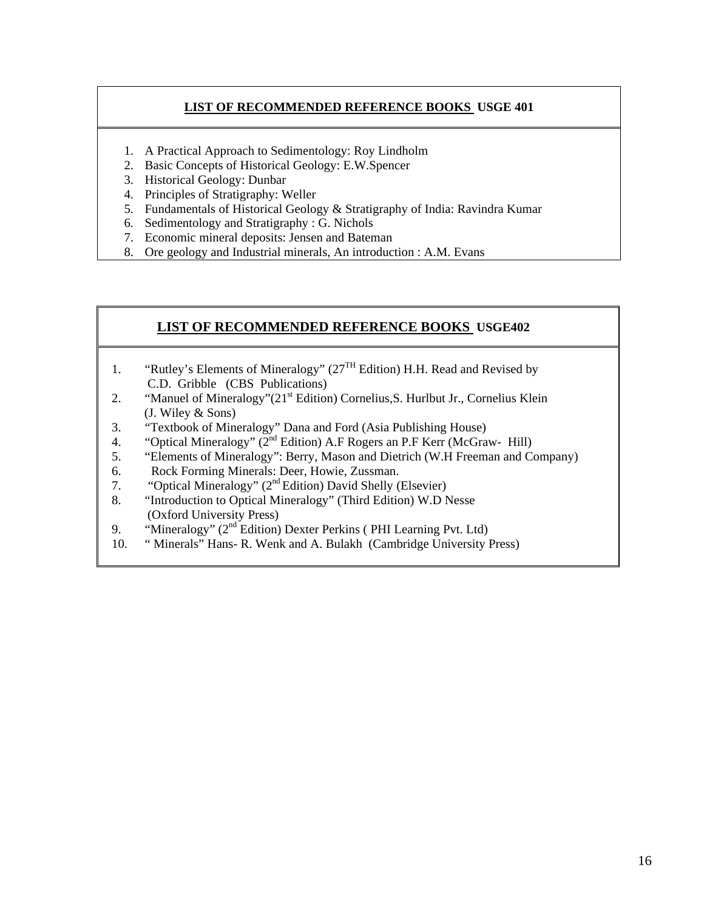## LIST OF RECOMMENDED REFERENCE BOOKS USGE 401

1. A Practical Approach to Sedimentology: Roy Lindholm
2. Basic Concepts of Historical Geology: E.W.Spencer
3. Historical Geology: Dunbar
4. Principles of Stratigraphy: Weller
5. Fundamentals of Historical Geology & Stratigraphy of India: Ravindra Kumar
6. Sedimentology and Stratigraphy : G. Nichols
7. Economic mineral deposits: Jensen and Bateman
8. Ore geology and Industrial minerals, An introduction : A.M. Evans

## LIST OF RECOMMENDED REFERENCE BOOKS USGE402

1. "Rutley's Elements of Mineralogy" ($27^{TH}$ Edition) H.H. Read and Revised by C.D. Gribble (CBS Publications)
2. "Manuel of Mineralogy"($21^{st}$ Edition) Cornelius,S. Hurlbut Jr., Cornelius Klein (J. Wiley & Sons)
3. "Textbook of Mineralogy" Dana and Ford (Asia Publishing House)
4. "Optical Mineralogy" ($2^{nd}$ Edition) A.F Rogers an P.F Kerr (McGraw- Hill)
5. "Elements of Mineralogy": Berry, Mason and Dietrich (W.H Freeman and Company)
6. Rock Forming Minerals: Deer, Howie, Zussman.
7. "Optical Mineralogy" ($2^{nd}$ Edition) David Shelly (Elsevier)
8. "Introduction to Optical Mineralogy" (Third Edition) W.D Nesse (Oxford University Press)
9. "Mineralogy" ($2^{nd}$ Edition) Dexter Perkins ( PHI Learning Pvt. Ltd)
10. " Minerals" Hans- R. Wenk and A. Bulakh (Cambridge University Press)